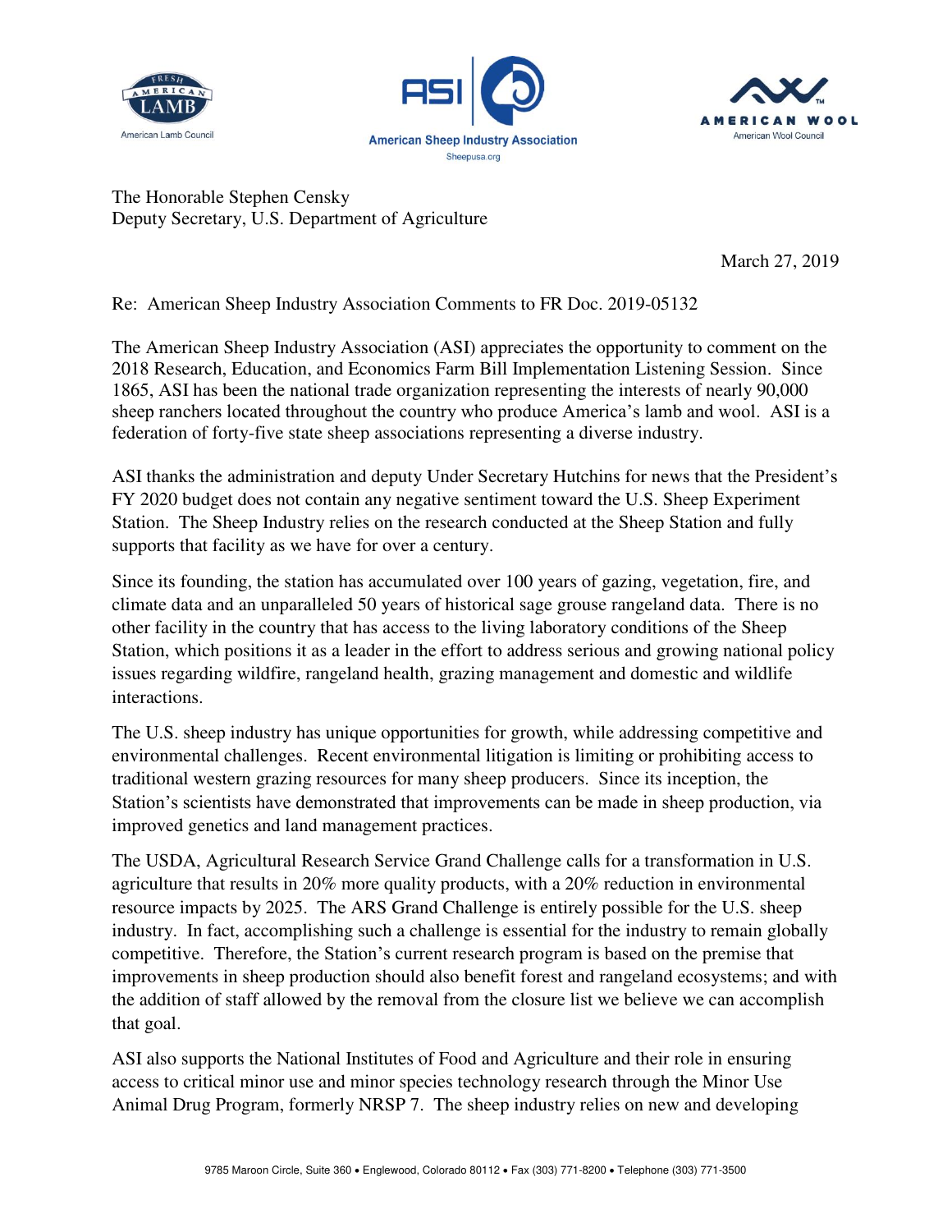American Lamb Council

American Sheep Industry Association
Sheepusa.org

American Wool Council

The Honorable Stephen Censky
Deputy Secretary, U.S. Department of Agriculture

March 27, 2019

Re: American Sheep Industry Association Comments to FR Doc. 2019-05132

The American Sheep Industry Association (ASI) appreciates the opportunity to comment on the 2018 Research, Education, and Economics Farm Bill Implementation Listening Session. Since 1865, ASI has been the national trade organization representing the interests of nearly 90,000 sheep ranchers located throughout the country who produce America's lamb and wool. ASI is a federation of forty-five state sheep associations representing a diverse industry.

ASI thanks the administration and deputy Under Secretary Hutchins for news that the President's FY 2020 budget does not contain any negative sentiment toward the U.S. Sheep Experiment Station. The Sheep Industry relies on the research conducted at the Sheep Station and fully supports that facility as we have for over a century.

Since its founding, the station has accumulated over 100 years of gazing, vegetation, fire, and climate data and an unparalleled 50 years of historical sage grouse rangeland data. There is no other facility in the country that has access to the living laboratory conditions of the Sheep Station, which positions it as a leader in the effort to address serious and growing national policy issues regarding wildfire, rangeland health, grazing management and domestic and wildlife interactions.

The U.S. sheep industry has unique opportunities for growth, while addressing competitive and environmental challenges. Recent environmental litigation is limiting or prohibiting access to traditional western grazing resources for many sheep producers. Since its inception, the Station's scientists have demonstrated that improvements can be made in sheep production, via improved genetics and land management practices.

The USDA, Agricultural Research Service Grand Challenge calls for a transformation in U.S. agriculture that results in 20% more quality products, with a 20% reduction in environmental resource impacts by 2025. The ARS Grand Challenge is entirely possible for the U.S. sheep industry. In fact, accomplishing such a challenge is essential for the industry to remain globally competitive. Therefore, the Station's current research program is based on the premise that improvements in sheep production should also benefit forest and rangeland ecosystems; and with the addition of staff allowed by the removal from the closure list we believe we can accomplish that goal.

ASI also supports the National Institutes of Food and Agriculture and their role in ensuring access to critical minor use and minor species technology research through the Minor Use Animal Drug Program, formerly NRSP 7. The sheep industry relies on new and developing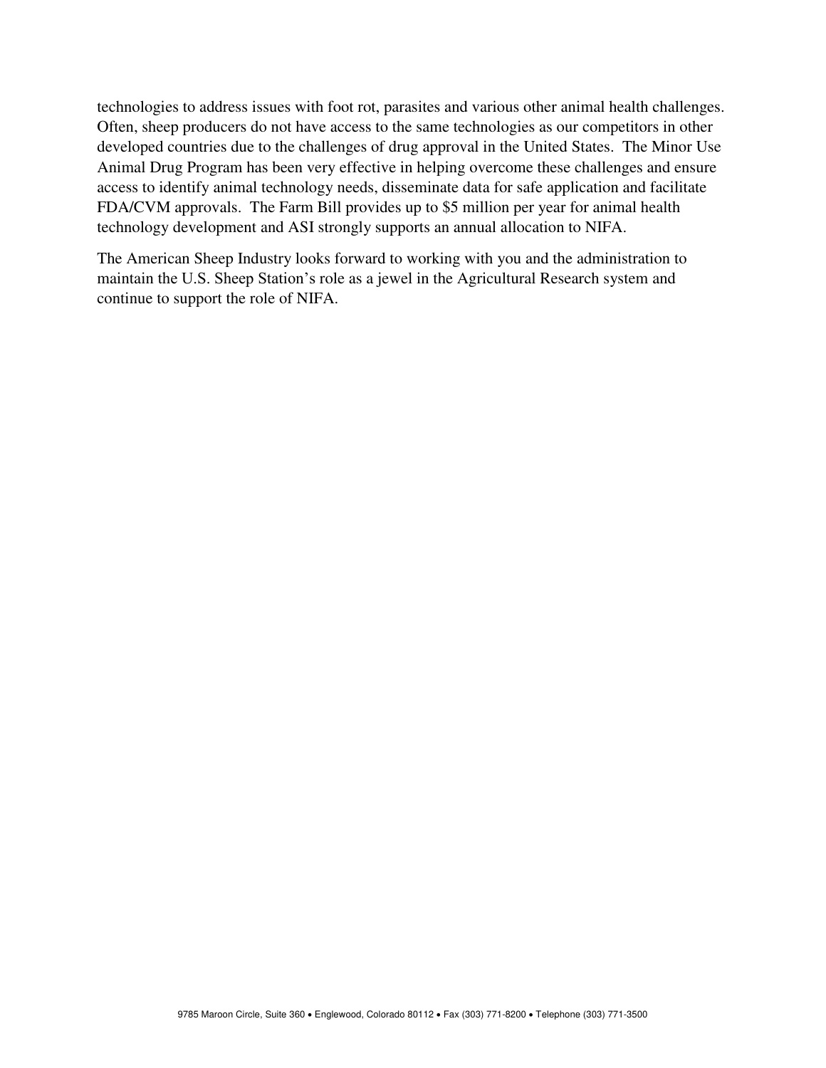technologies to address issues with foot rot, parasites and various other animal health challenges. Often, sheep producers do not have access to the same technologies as our competitors in other developed countries due to the challenges of drug approval in the United States. The Minor Use Animal Drug Program has been very effective in helping overcome these challenges and ensure access to identify animal technology needs, disseminate data for safe application and facilitate FDA/CVM approvals. The Farm Bill provides up to $5 million per year for animal health technology development and ASI strongly supports an annual allocation to NIFA.

The American Sheep Industry looks forward to working with you and the administration to maintain the U.S. Sheep Station's role as a jewel in the Agricultural Research system and continue to support the role of NIFA.

9785 Maroon Circle, Suite 360 • Englewood, Colorado 80112 • Fax (303) 771-8200 • Telephone (303) 771-3500